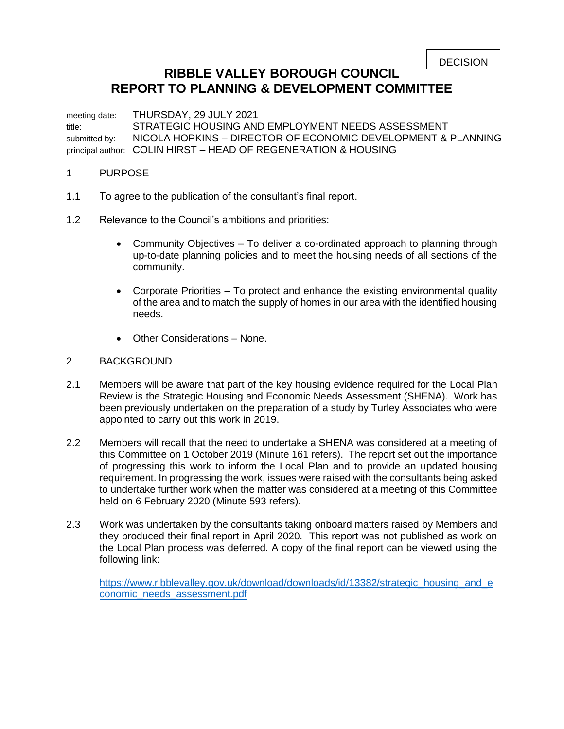DECISION

# RIBBLE VALLEY BOROUGH COUNCIL
# REPORT TO PLANNING & DEVELOPMENT COMMITTEE

meeting date: THURSDAY, 29 JULY 2021
title: STRATEGIC HOUSING AND EMPLOYMENT NEEDS ASSESSMENT
submitted by: NICOLA HOPKINS – DIRECTOR OF ECONOMIC DEVELOPMENT & PLANNING
principal author: COLIN HIRST – HEAD OF REGENERATION & HOUSING

## 1 PURPOSE

1.1 To agree to the publication of the consultant's final report.

1.2 Relevance to the Council's ambitions and priorities:

- Community Objectives – To deliver a co-ordinated approach to planning through up-to-date planning policies and to meet the housing needs of all sections of the community.

- Corporate Priorities – To protect and enhance the existing environmental quality of the area and to match the supply of homes in our area with the identified housing needs.

- Other Considerations – None.

## 2 BACKGROUND

2.1 Members will be aware that part of the key housing evidence required for the Local Plan Review is the Strategic Housing and Economic Needs Assessment (SHENA). Work has been previously undertaken on the preparation of a study by Turley Associates who were appointed to carry out this work in 2019.

2.2 Members will recall that the need to undertake a SHENA was considered at a meeting of this Committee on 1 October 2019 (Minute 161 refers). The report set out the importance of progressing this work to inform the Local Plan and to provide an updated housing requirement. In progressing the work, issues were raised with the consultants being asked to undertake further work when the matter was considered at a meeting of this Committee held on 6 February 2020 (Minute 593 refers).

2.3 Work was undertaken by the consultants taking onboard matters raised by Members and they produced their final report in April 2020. This report was not published as work on the Local Plan process was deferred. A copy of the final report can be viewed using the following link:

[https://www.ribblevalley.gov.uk/download/downloads/id/13382/strategic_housing_and_economic_needs_assessment.pdf](https://www.ribblevalley.gov.uk/download/downloads/id/13382/strategic_housing_and_economic_needs_assessment.pdf)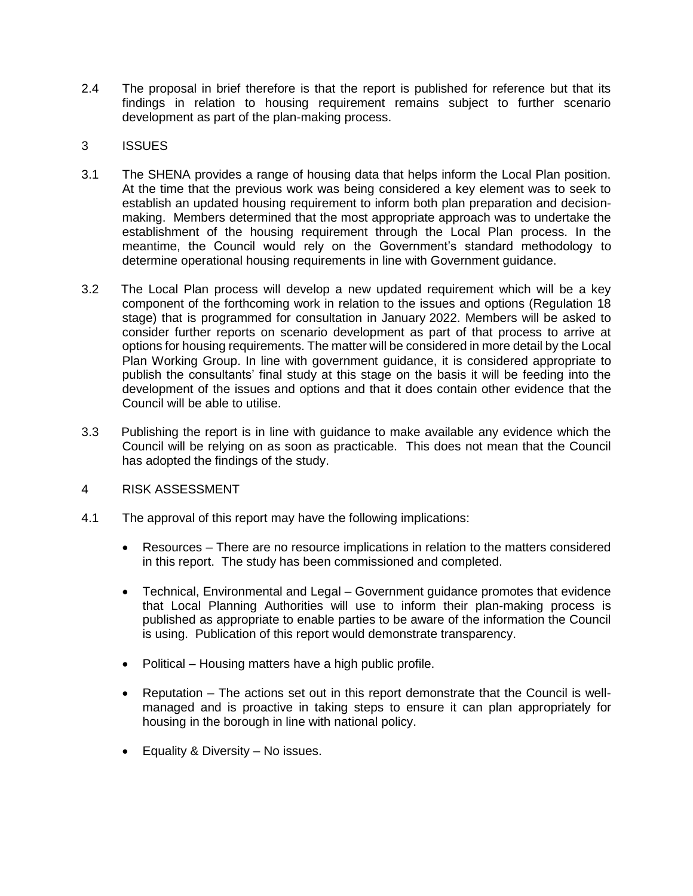2.4 The proposal in brief therefore is that the report is published for reference but that its findings in relation to housing requirement remains subject to further scenario development as part of the plan-making process.

## 3 ISSUES

3.1 The SHENA provides a range of housing data that helps inform the Local Plan position. At the time that the previous work was being considered a key element was to seek to establish an updated housing requirement to inform both plan preparation and decision-making. Members determined that the most appropriate approach was to undertake the establishment of the housing requirement through the Local Plan process. In the meantime, the Council would rely on the Government's standard methodology to determine operational housing requirements in line with Government guidance.

3.2 The Local Plan process will develop a new updated requirement which will be a key component of the forthcoming work in relation to the issues and options (Regulation 18 stage) that is programmed for consultation in January 2022. Members will be asked to consider further reports on scenario development as part of that process to arrive at options for housing requirements. The matter will be considered in more detail by the Local Plan Working Group. In line with government guidance, it is considered appropriate to publish the consultants' final study at this stage on the basis it will be feeding into the development of the issues and options and that it does contain other evidence that the Council will be able to utilise.

3.3 Publishing the report is in line with guidance to make available any evidence which the Council will be relying on as soon as practicable. This does not mean that the Council has adopted the findings of the study.

## 4 RISK ASSESSMENT

4.1 The approval of this report may have the following implications:

- Resources – There are no resource implications in relation to the matters considered in this report. The study has been commissioned and completed.
- Technical, Environmental and Legal – Government guidance promotes that evidence that Local Planning Authorities will use to inform their plan-making process is published as appropriate to enable parties to be aware of the information the Council is using. Publication of this report would demonstrate transparency.
- Political – Housing matters have a high public profile.
- Reputation – The actions set out in this report demonstrate that the Council is well-managed and is proactive in taking steps to ensure it can plan appropriately for housing in the borough in line with national policy.
- Equality & Diversity – No issues.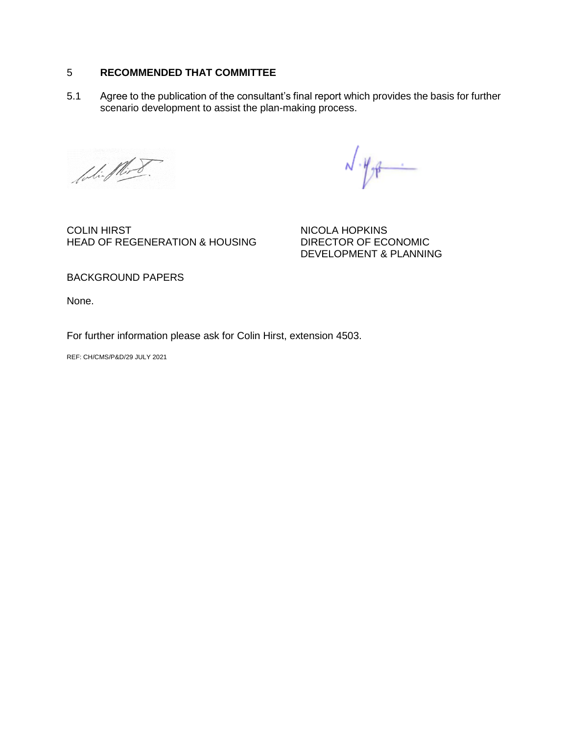## 5 RECOMMENDED THAT COMMITTEE

5.1 Agree to the publication of the consultant's final report which provides the basis for further scenario development to assist the plan-making process.

COLIN HIRST
HEAD OF REGENERATION & HOUSING

NICOLA HOPKINS
DIRECTOR OF ECONOMIC DEVELOPMENT & PLANNING

BACKGROUND PAPERS

None.

For further information please ask for Colin Hirst, extension 4503.

REF: CH/CMS/P&D/29 JULY 2021